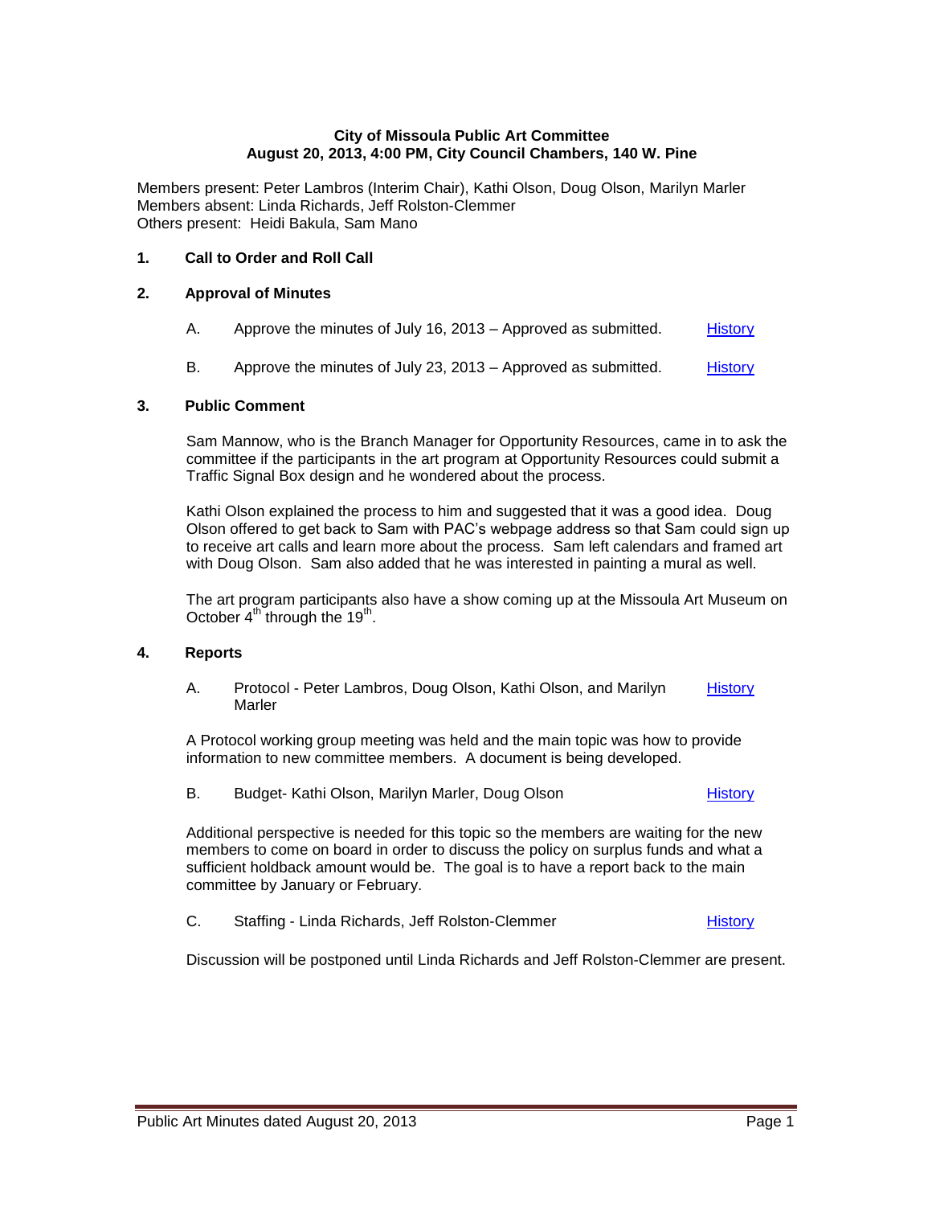**City of Missoula Public Art Committee**
**August 20, 2013, 4:00 PM, City Council Chambers, 140 W. Pine**

Members present: Peter Lambros (Interim Chair), Kathi Olson, Doug Olson, Marilyn Marler
Members absent: Linda Richards, Jeff Rolston-Clemmer
Others present: Heidi Bakula, Sam Mano

## 1. Call to Order and Roll Call

## 2. Approval of Minutes

A. Approve the minutes of July 16, 2013 – Approved as submitted. History

B. Approve the minutes of July 23, 2013 – Approved as submitted. History

## 3. Public Comment

Sam Mannow, who is the Branch Manager for Opportunity Resources, came in to ask the committee if the participants in the art program at Opportunity Resources could submit a Traffic Signal Box design and he wondered about the process.

Kathi Olson explained the process to him and suggested that it was a good idea. Doug Olson offered to get back to Sam with PAC's webpage address so that Sam could sign up to receive art calls and learn more about the process. Sam left calendars and framed art with Doug Olson. Sam also added that he was interested in painting a mural as well.

The art program participants also have a show coming up at the Missoula Art Museum on October 4th through the 19th.

## 4. Reports

A. Protocol - Peter Lambros, Doug Olson, Kathi Olson, and Marilyn Marler History

A Protocol working group meeting was held and the main topic was how to provide information to new committee members. A document is being developed.

B. Budget- Kathi Olson, Marilyn Marler, Doug Olson History

Additional perspective is needed for this topic so the members are waiting for the new members to come on board in order to discuss the policy on surplus funds and what a sufficient holdback amount would be. The goal is to have a report back to the main committee by January or February.

C. Staffing - Linda Richards, Jeff Rolston-Clemmer History

Discussion will be postponed until Linda Richards and Jeff Rolston-Clemmer are present.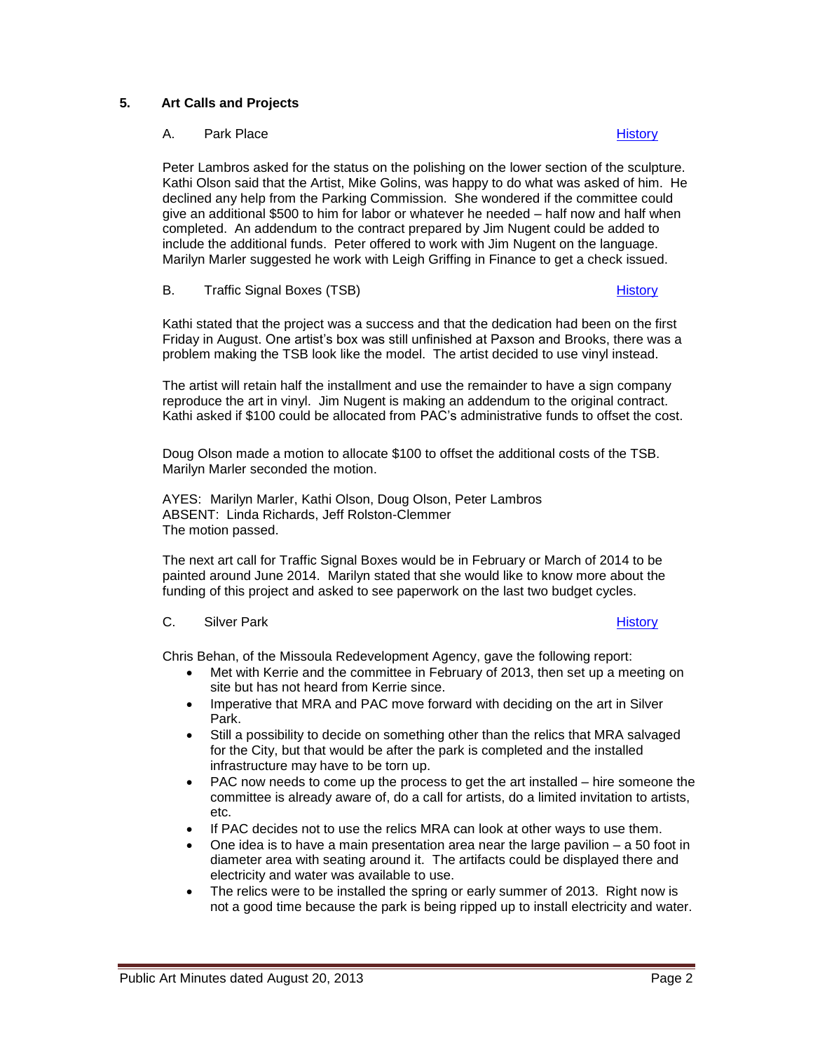## 5. Art Calls and Projects

### A. Park Place History

Peter Lambros asked for the status on the polishing on the lower section of the sculpture. Kathi Olson said that the Artist, Mike Golins, was happy to do what was asked of him. He declined any help from the Parking Commission. She wondered if the committee could give an additional $500 to him for labor or whatever he needed – half now and half when completed. An addendum to the contract prepared by Jim Nugent could be added to include the additional funds. Peter offered to work with Jim Nugent on the language. Marilyn Marler suggested he work with Leigh Griffing in Finance to get a check issued.

### B. Traffic Signal Boxes (TSB) History

Kathi stated that the project was a success and that the dedication had been on the first Friday in August. One artist's box was still unfinished at Paxson and Brooks, there was a problem making the TSB look like the model. The artist decided to use vinyl instead.

The artist will retain half the installment and use the remainder to have a sign company reproduce the art in vinyl. Jim Nugent is making an addendum to the original contract. Kathi asked if $100 could be allocated from PAC's administrative funds to offset the cost.

Doug Olson made a motion to allocate $100 to offset the additional costs of the TSB. Marilyn Marler seconded the motion.

AYES: Marilyn Marler, Kathi Olson, Doug Olson, Peter Lambros
ABSENT: Linda Richards, Jeff Rolston-Clemmer
The motion passed.

The next art call for Traffic Signal Boxes would be in February or March of 2014 to be painted around June 2014. Marilyn stated that she would like to know more about the funding of this project and asked to see paperwork on the last two budget cycles.

### C. Silver Park History

Chris Behan, of the Missoula Redevelopment Agency, gave the following report:

- Met with Kerrie and the committee in February of 2013, then set up a meeting on site but has not heard from Kerrie since.
- Imperative that MRA and PAC move forward with deciding on the art in Silver Park.
- Still a possibility to decide on something other than the relics that MRA salvaged for the City, but that would be after the park is completed and the installed infrastructure may have to be torn up.
- PAC now needs to come up the process to get the art installed – hire someone the committee is already aware of, do a call for artists, do a limited invitation to artists, etc.
- If PAC decides not to use the relics MRA can look at other ways to use them.
- One idea is to have a main presentation area near the large pavilion – a 50 foot in diameter area with seating around it. The artifacts could be displayed there and electricity and water was available to use.
- The relics were to be installed the spring or early summer of 2013. Right now is not a good time because the park is being ripped up to install electricity and water.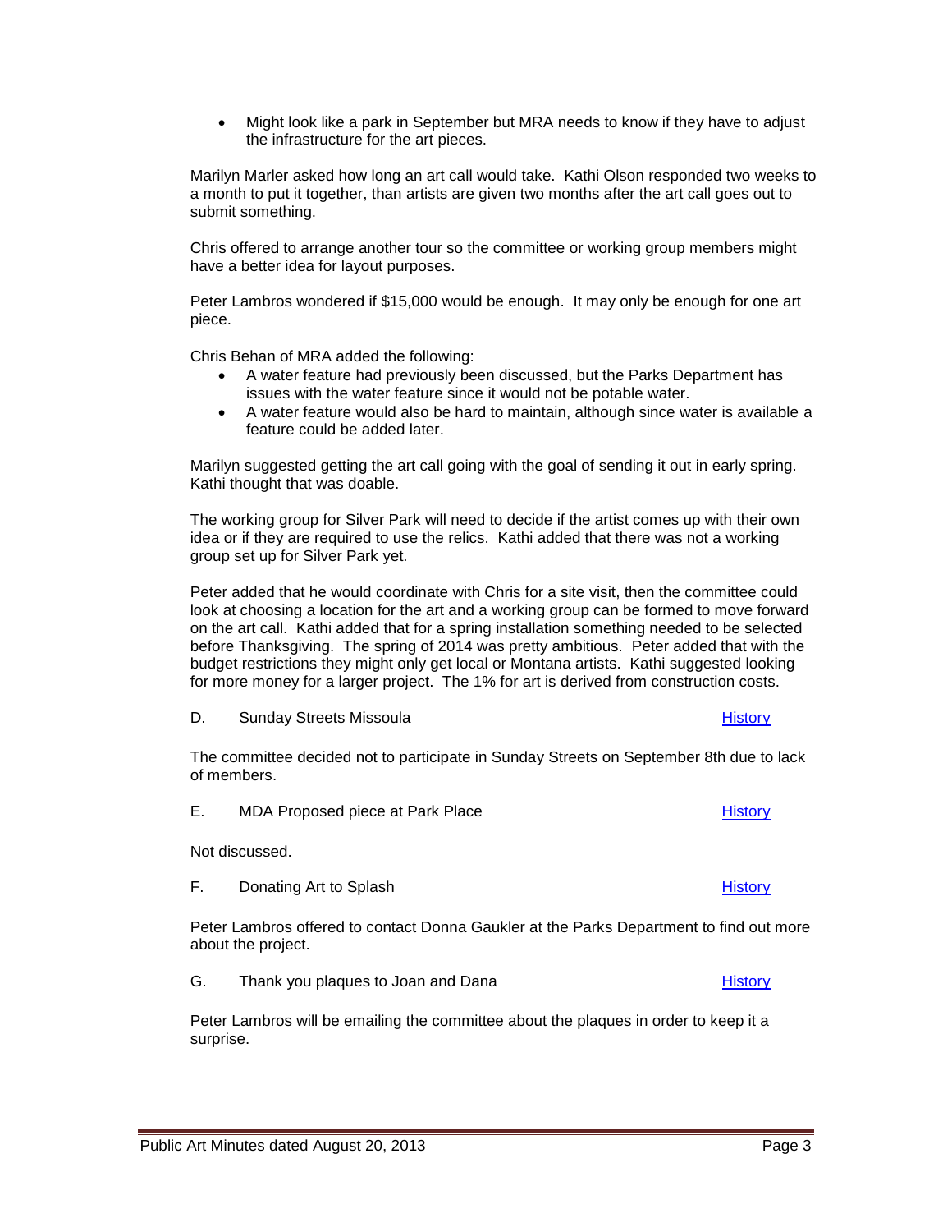- Might look like a park in September but MRA needs to know if they have to adjust the infrastructure for the art pieces.

Marilyn Marler asked how long an art call would take. Kathi Olson responded two weeks to a month to put it together, than artists are given two months after the art call goes out to submit something.

Chris offered to arrange another tour so the committee or working group members might have a better idea for layout purposes.

Peter Lambros wondered if $15,000 would be enough. It may only be enough for one art piece.

Chris Behan of MRA added the following:

- A water feature had previously been discussed, but the Parks Department has issues with the water feature since it would not be potable water.
- A water feature would also be hard to maintain, although since water is available a feature could be added later.

Marilyn suggested getting the art call going with the goal of sending it out in early spring. Kathi thought that was doable.

The working group for Silver Park will need to decide if the artist comes up with their own idea or if they are required to use the relics. Kathi added that there was not a working group set up for Silver Park yet.

Peter added that he would coordinate with Chris for a site visit, then the committee could look at choosing a location for the art and a working group can be formed to move forward on the art call. Kathi added that for a spring installation something needed to be selected before Thanksgiving. The spring of 2014 was pretty ambitious. Peter added that with the budget restrictions they might only get local or Montana artists. Kathi suggested looking for more money for a larger project. The 1% for art is derived from construction costs.

D. Sunday Streets Missoula — History

The committee decided not to participate in Sunday Streets on September 8th due to lack of members.

E. MDA Proposed piece at Park Place — History

Not discussed.

F. Donating Art to Splash — History

Peter Lambros offered to contact Donna Gaukler at the Parks Department to find out more about the project.

G. Thank you plaques to Joan and Dana — History

Peter Lambros will be emailing the committee about the plaques in order to keep it a surprise.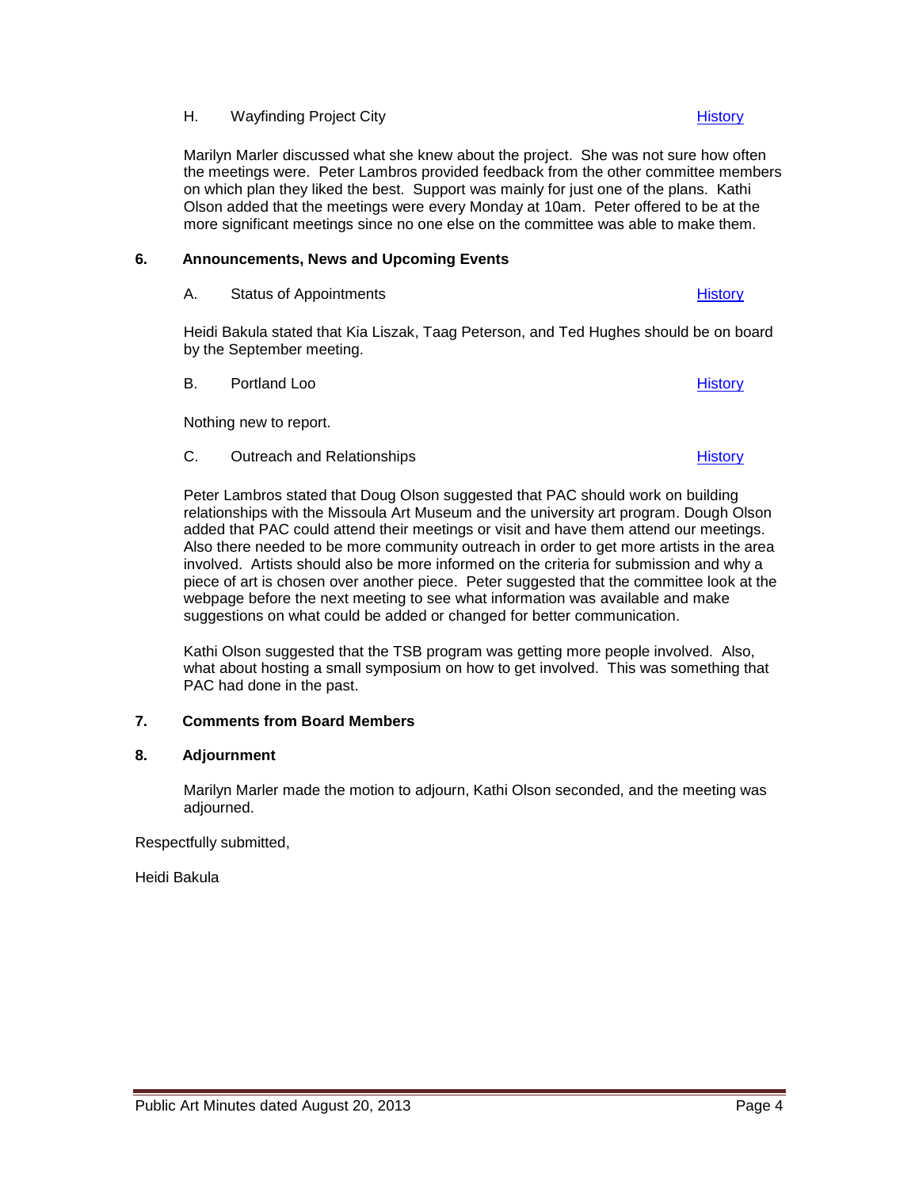H. Wayfinding Project City [History]

Marilyn Marler discussed what she knew about the project. She was not sure how often the meetings were. Peter Lambros provided feedback from the other committee members on which plan they liked the best. Support was mainly for just one of the plans. Kathi Olson added that the meetings were every Monday at 10am. Peter offered to be at the more significant meetings since no one else on the committee was able to make them.

**6. Announcements, News and Upcoming Events**

A. Status of Appointments [History]

Heidi Bakula stated that Kia Liszak, Taag Peterson, and Ted Hughes should be on board by the September meeting.

B. Portland Loo [History]

Nothing new to report.

C. Outreach and Relationships [History]

Peter Lambros stated that Doug Olson suggested that PAC should work on building relationships with the Missoula Art Museum and the university art program. Dough Olson added that PAC could attend their meetings or visit and have them attend our meetings. Also there needed to be more community outreach in order to get more artists in the area involved. Artists should also be more informed on the criteria for submission and why a piece of art is chosen over another piece. Peter suggested that the committee look at the webpage before the next meeting to see what information was available and make suggestions on what could be added or changed for better communication.

Kathi Olson suggested that the TSB program was getting more people involved. Also, what about hosting a small symposium on how to get involved. This was something that PAC had done in the past.

**7. Comments from Board Members**

**8. Adjournment**

Marilyn Marler made the motion to adjourn, Kathi Olson seconded, and the meeting was adjourned.

Respectfully submitted,

Heidi Bakula